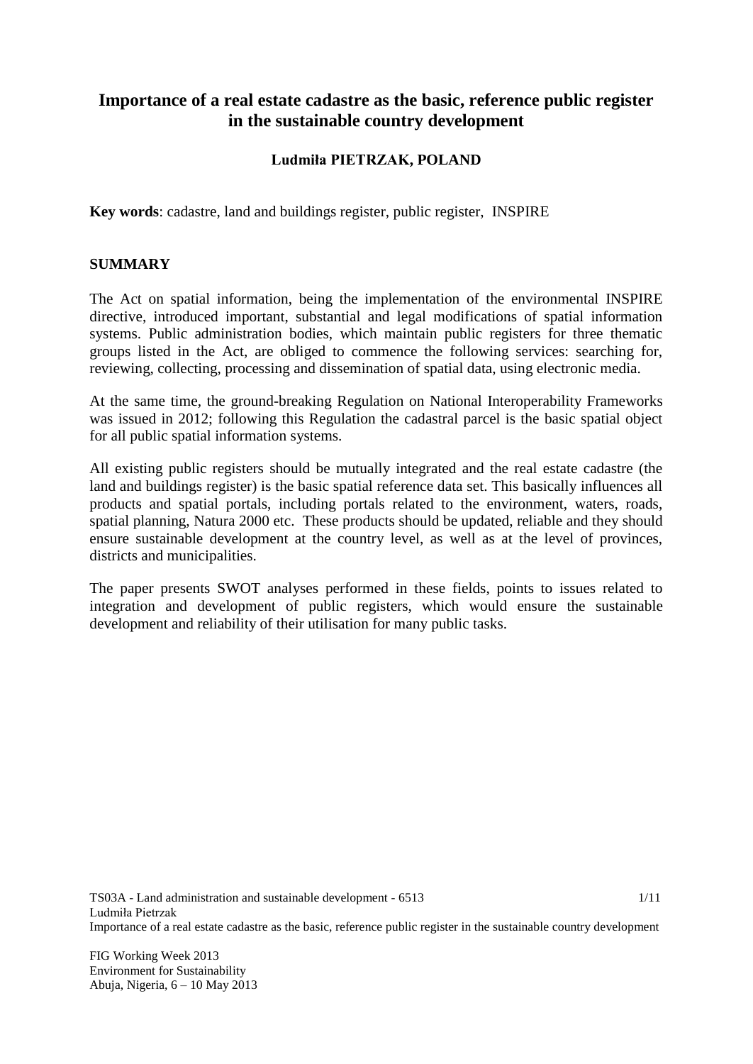# Importance of a real estate cadastre as the basic, reference public register in the sustainable country development

**Ludmiła PIETRZAK, POLAND**

**Key words**: cadastre, land and buildings register, public register, INSPIRE

## SUMMARY

The Act on spatial information, being the implementation of the environmental INSPIRE directive, introduced important, substantial and legal modifications of spatial information systems. Public administration bodies, which maintain public registers for three thematic groups listed in the Act, are obliged to commence the following services: searching for, reviewing, collecting, processing and dissemination of spatial data, using electronic media.

At the same time, the ground-breaking Regulation on National Interoperability Frameworks was issued in 2012; following this Regulation the cadastral parcel is the basic spatial object for all public spatial information systems.

All existing public registers should be mutually integrated and the real estate cadastre (the land and buildings register) is the basic spatial reference data set. This basically influences all products and spatial portals, including portals related to the environment, waters, roads, spatial planning, Natura 2000 etc. These products should be updated, reliable and they should ensure sustainable development at the country level, as well as at the level of provinces, districts and municipalities.

The paper presents SWOT analyses performed in these fields, points to issues related to integration and development of public registers, which would ensure the sustainable development and reliability of their utilisation for many public tasks.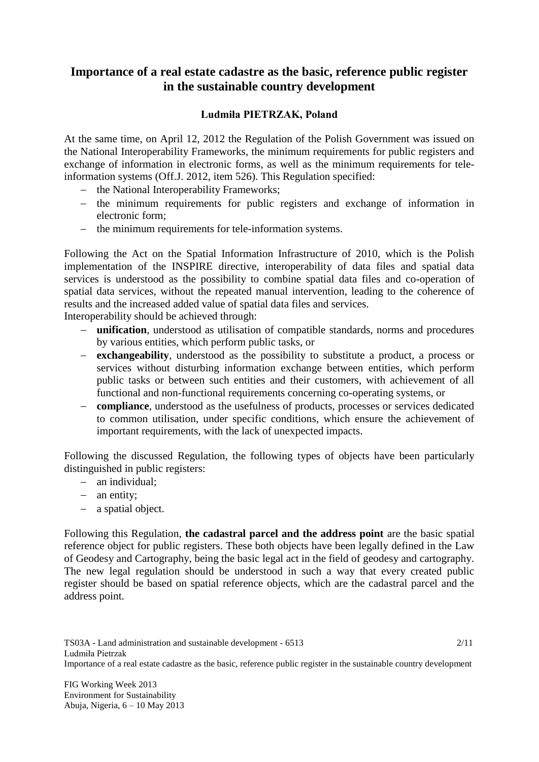# Importance of a real estate cadastre as the basic, reference public register in the sustainable country development

**Ludmiła PIETRZAK, Poland**

At the same time, on April 12, 2012 the Regulation of the Polish Government was issued on the National Interoperability Frameworks, the minimum requirements for public registers and exchange of information in electronic forms, as well as the minimum requirements for tele-information systems (Off.J. 2012, item 526). This Regulation specified:

- the National Interoperability Frameworks;
- the minimum requirements for public registers and exchange of information in electronic form;
- the minimum requirements for tele-information systems.

Following the Act on the Spatial Information Infrastructure of 2010, which is the Polish implementation of the INSPIRE directive, interoperability of data files and spatial data services is understood as the possibility to combine spatial data files and co-operation of spatial data services, without the repeated manual intervention, leading to the coherence of results and the increased added value of spatial data files and services.
Interoperability should be achieved through:

- **unification**, understood as utilisation of compatible standards, norms and procedures by various entities, which perform public tasks, or
- **exchangeability**, understood as the possibility to substitute a product, a process or services without disturbing information exchange between entities, which perform public tasks or between such entities and their customers, with achievement of all functional and non-functional requirements concerning co-operating systems, or
- **compliance**, understood as the usefulness of products, processes or services dedicated to common utilisation, under specific conditions, which ensure the achievement of important requirements, with the lack of unexpected impacts.

Following the discussed Regulation, the following types of objects have been particularly distinguished in public registers:

- an individual;
- an entity;
- a spatial object.

Following this Regulation, **the cadastral parcel and the address point** are the basic spatial reference object for public registers. These both objects have been legally defined in the Law of Geodesy and Cartography, being the basic legal act in the field of geodesy and cartography. The new legal regulation should be understood in such a way that every created public register should be based on spatial reference objects, which are the cadastral parcel and the address point.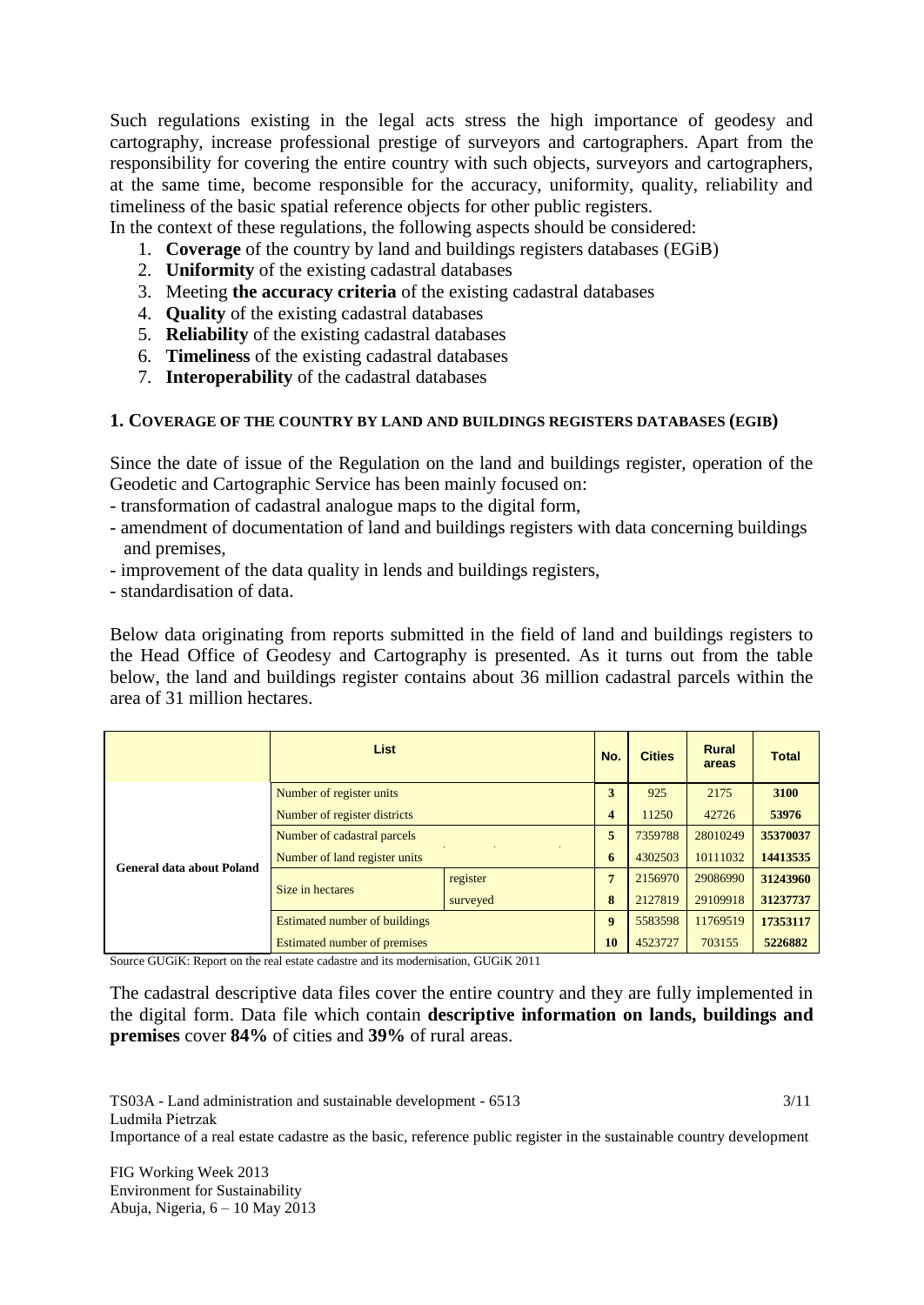Such regulations existing in the legal acts stress the high importance of geodesy and cartography, increase professional prestige of surveyors and cartographers. Apart from the responsibility for covering the entire country with such objects, surveyors and cartographers, at the same time, become responsible for the accuracy, uniformity, quality, reliability and timeliness of the basic spatial reference objects for other public registers.

In the context of these regulations, the following aspects should be considered:

1. **Coverage** of the country by land and buildings registers databases (EGiB)
2. **Uniformity** of the existing cadastral databases
3. Meeting **the accuracy criteria** of the existing cadastral databases
4. **Quality** of the existing cadastral databases
5. **Reliability** of the existing cadastral databases
6. **Timeliness** of the existing cadastral databases
7. **Interoperability** of the cadastral databases

## 1. COVERAGE OF THE COUNTRY BY LAND AND BUILDINGS REGISTERS DATABASES (EGIB)

Since the date of issue of the Regulation on the land and buildings register, operation of the Geodetic and Cartographic Service has been mainly focused on:

- transformation of cadastral analogue maps to the digital form,
- amendment of documentation of land and buildings registers with data concerning buildings and premises,
- improvement of the data quality in lends and buildings registers,
- standardisation of data.

Below data originating from reports submitted in the field of land and buildings registers to the Head Office of Geodesy and Cartography is presented. As it turns out from the table below, the land and buildings register contains about 36 million cadastral parcels within the area of 31 million hectares.

| | List | | No. | Cities | Rural areas | Total |
|---|---|---|---|---|---|---|
| General data about Poland | Number of register units | | 3 | 925 | 2175 | **3100** |
| | Number of register districts | | 4 | 11250 | 42726 | **53976** |
| | Number of cadastral parcels | | 5 | 7359788 | 28010249 | **35370037** |
| | Number of land register units | | 6 | 4302503 | 10111032 | **14413535** |
| | Size in hectares | register | 7 | 2156970 | 29086990 | **31243960** |
| | | surveyed | 8 | 2127819 | 29109918 | **31237737** |
| | Estimated number of buildings | | 9 | 5583598 | 11769519 | **17353117** |
| | Estimated number of premises | | 10 | 4523727 | 703155 | **5226882** |

Source GUGiK: Report on the real estate cadastre and its modernisation, GUGiK 2011

The cadastral descriptive data files cover the entire country and they are fully implemented in the digital form. Data file which contain **descriptive information on lands, buildings and premises** cover **84%** of cities and **39%** of rural areas.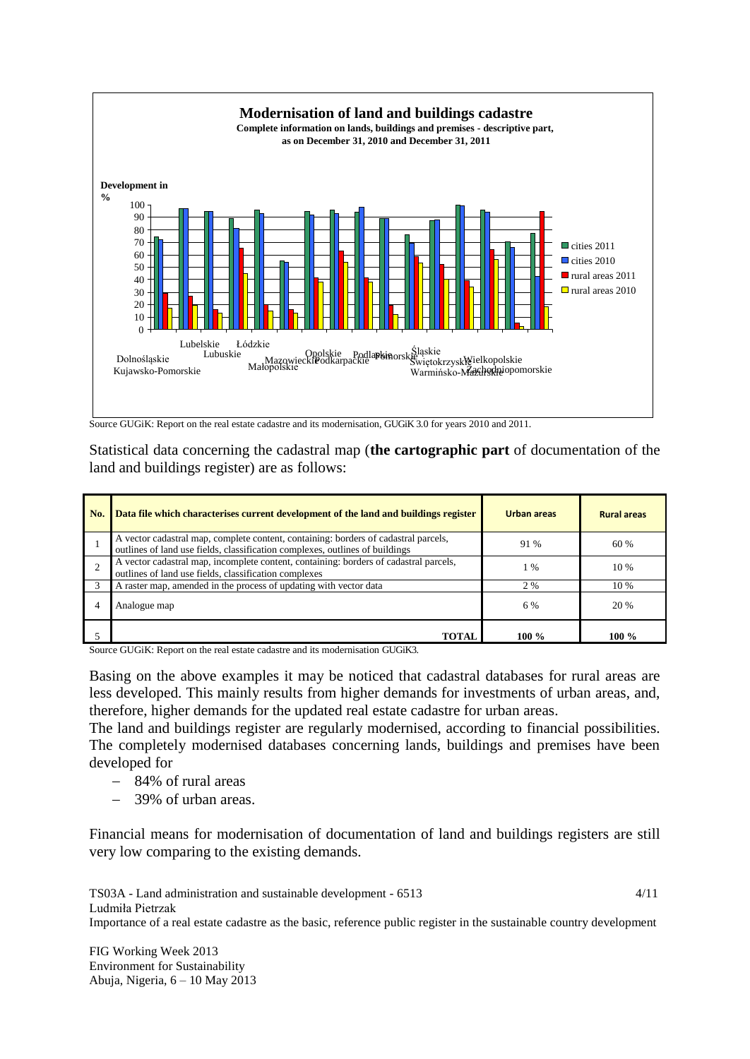**Modernisation of land and buildings cadastre**

Complete information on lands, buildings and premises - descriptive part, as on December 31, 2010 and December 31, 2011

Source GUGiK: Report on the real estate cadastre and its modernisation, GUGiK 3.0 for years 2010 and 2011.

Statistical data concerning the cadastral map (**the cartographic part** of documentation of the land and buildings register) are as follows:

| No. | Data file which characterises current development of the land and buildings register | Urban areas | Rural areas |
|---|---|---|---|
| 1 | A vector cadastral map, complete content, containing: borders of cadastral parcels, outlines of land use fields, classification complexes, outlines of buildings | 91 % | 60 % |
| 2 | A vector cadastral map, incomplete content, containing: borders of cadastral parcels, outlines of land use fields, classification complexes | 1 % | 10 % |
| 3 | A raster map, amended in the process of updating with vector data | 2 % | 10 % |
| 4 | Analogue map | 6 % | 20 % |
| 5 | **TOTAL** | **100 %** | **100 %** |

Source GUGiK: Report on the real estate cadastre and its modernisation GUGiK3.

Basing on the above examples it may be noticed that cadastral databases for rural areas are less developed. This mainly results from higher demands for investments of urban areas, and, therefore, higher demands for the updated real estate cadastre for urban areas.

The land and buildings register are regularly modernised, according to financial possibilities. The completely modernised databases concerning lands, buildings and premises have been developed for

- 84% of rural areas
- 39% of urban areas.

Financial means for modernisation of documentation of land and buildings registers are still very low comparing to the existing demands.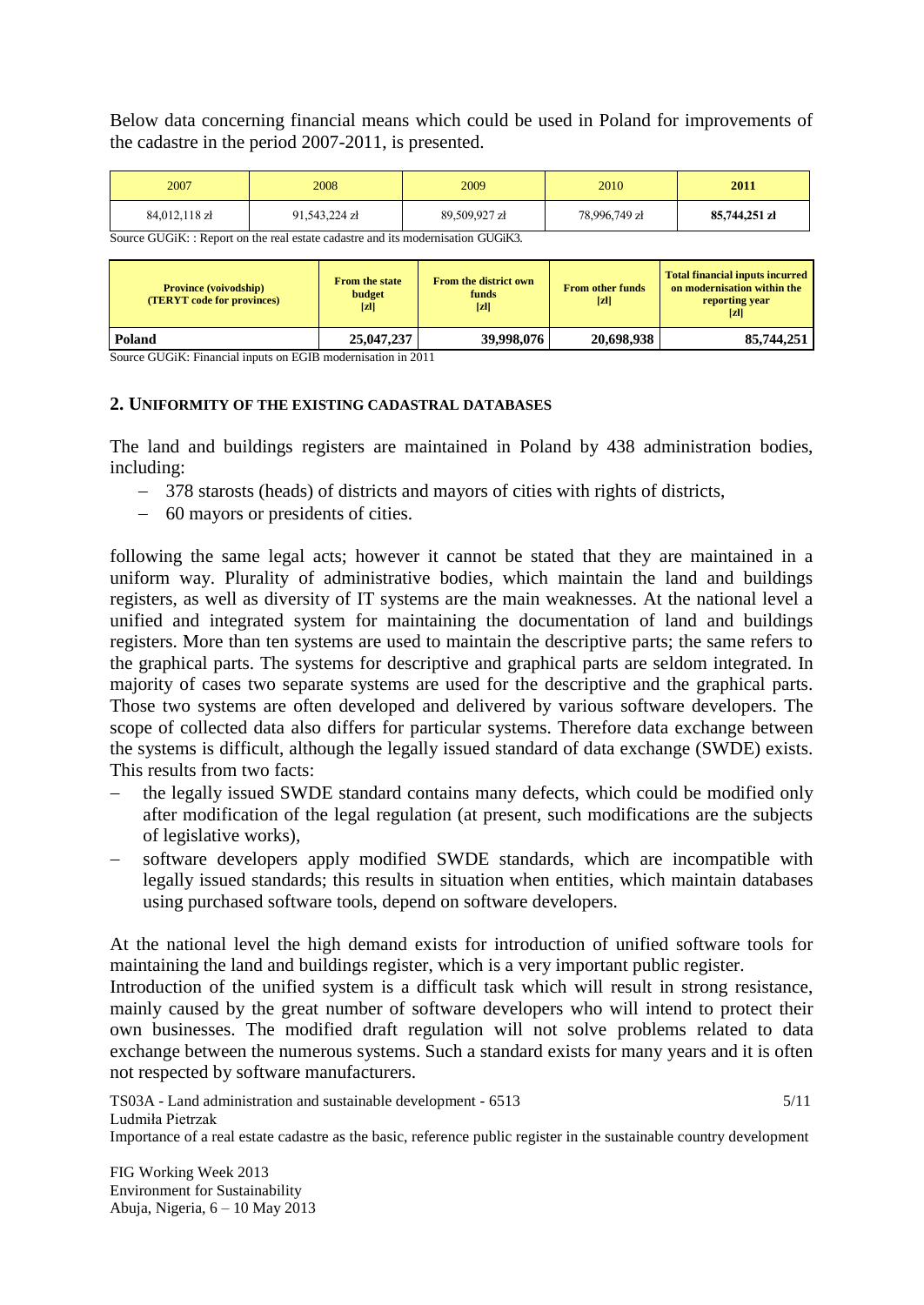Below data concerning financial means which could be used in Poland for improvements of the cadastre in the period 2007-2011, is presented.

| 2007 | 2008 | 2009 | 2010 | **2011** |
|---|---|---|---|---|
| 84,012,118 zł | 91,543,224 zł | 89,509,927 zł | 78,996,749 zł | **85,744,251 zł** |

Source GUGiK: : Report on the real estate cadastre and its modernisation GUGiK3.

| **Province (voivodship) (TERYT code for provinces)** | **From the state budget [zł]** | **From the district own funds [zł]** | **From other funds [zł]** | **Total financial inputs incurred on modernisation within the reporting year [zł]** |
|---|---|---|---|---|
| **Poland** | **25,047,237** | **39,998,076** | **20,698,938** | **85,744,251** |

Source GUGiK: Financial inputs on EGIB modernisation in 2011

## 2. UNIFORMITY OF THE EXISTING CADASTRAL DATABASES

The land and buildings registers are maintained in Poland by 438 administration bodies, including:

- 378 starosts (heads) of districts and mayors of cities with rights of districts,
- 60 mayors or presidents of cities.

following the same legal acts; however it cannot be stated that they are maintained in a uniform way. Plurality of administrative bodies, which maintain the land and buildings registers, as well as diversity of IT systems are the main weaknesses. At the national level a unified and integrated system for maintaining the documentation of land and buildings registers. More than ten systems are used to maintain the descriptive parts; the same refers to the graphical parts. The systems for descriptive and graphical parts are seldom integrated. In majority of cases two separate systems are used for the descriptive and the graphical parts. Those two systems are often developed and delivered by various software developers. The scope of collected data also differs for particular systems. Therefore data exchange between the systems is difficult, although the legally issued standard of data exchange (SWDE) exists. This results from two facts:

- the legally issued SWDE standard contains many defects, which could be modified only after modification of the legal regulation (at present, such modifications are the subjects of legislative works),
- software developers apply modified SWDE standards, which are incompatible with legally issued standards; this results in situation when entities, which maintain databases using purchased software tools, depend on software developers.

At the national level the high demand exists for introduction of unified software tools for maintaining the land and buildings register, which is a very important public register.
Introduction of the unified system is a difficult task which will result in strong resistance, mainly caused by the great number of software developers who will intend to protect their own businesses. The modified draft regulation will not solve problems related to data exchange between the numerous systems. Such a standard exists for many years and it is often not respected by software manufacturers.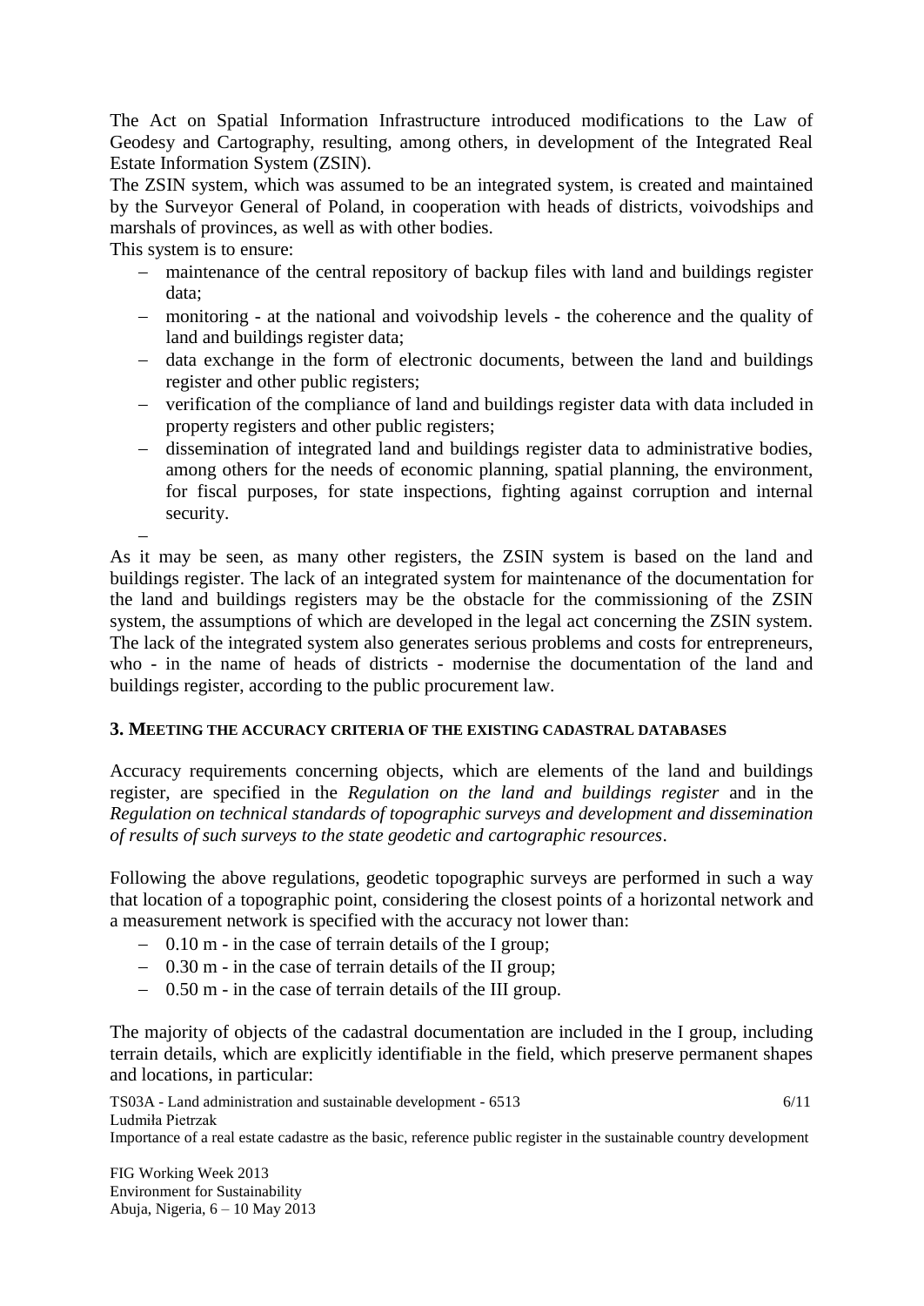The Act on Spatial Information Infrastructure introduced modifications to the Law of Geodesy and Cartography, resulting, among others, in development of the Integrated Real Estate Information System (ZSIN).

The ZSIN system, which was assumed to be an integrated system, is created and maintained by the Surveyor General of Poland, in cooperation with heads of districts, voivodships and marshals of provinces, as well as with other bodies.

This system is to ensure:

- maintenance of the central repository of backup files with land and buildings register data;
- monitoring - at the national and voivodship levels - the coherence and the quality of land and buildings register data;
- data exchange in the form of electronic documents, between the land and buildings register and other public registers;
- verification of the compliance of land and buildings register data with data included in property registers and other public registers;
- dissemination of integrated land and buildings register data to administrative bodies, among others for the needs of economic planning, spatial planning, the environment, for fiscal purposes, for state inspections, fighting against corruption and internal security.

As it may be seen, as many other registers, the ZSIN system is based on the land and buildings register. The lack of an integrated system for maintenance of the documentation for the land and buildings registers may be the obstacle for the commissioning of the ZSIN system, the assumptions of which are developed in the legal act concerning the ZSIN system. The lack of the integrated system also generates serious problems and costs for entrepreneurs, who - in the name of heads of districts - modernise the documentation of the land and buildings register, according to the public procurement law.

## 3. MEETING THE ACCURACY CRITERIA OF THE EXISTING CADASTRAL DATABASES

Accuracy requirements concerning objects, which are elements of the land and buildings register, are specified in the *Regulation on the land and buildings register* and in the *Regulation on technical standards of topographic surveys and development and dissemination of results of such surveys to the state geodetic and cartographic resources*.

Following the above regulations, geodetic topographic surveys are performed in such a way that location of a topographic point, considering the closest points of a horizontal network and a measurement network is specified with the accuracy not lower than:

- 0.10 m - in the case of terrain details of the I group;
- 0.30 m - in the case of terrain details of the II group;
- 0.50 m - in the case of terrain details of the III group.

The majority of objects of the cadastral documentation are included in the I group, including terrain details, which are explicitly identifiable in the field, which preserve permanent shapes and locations, in particular: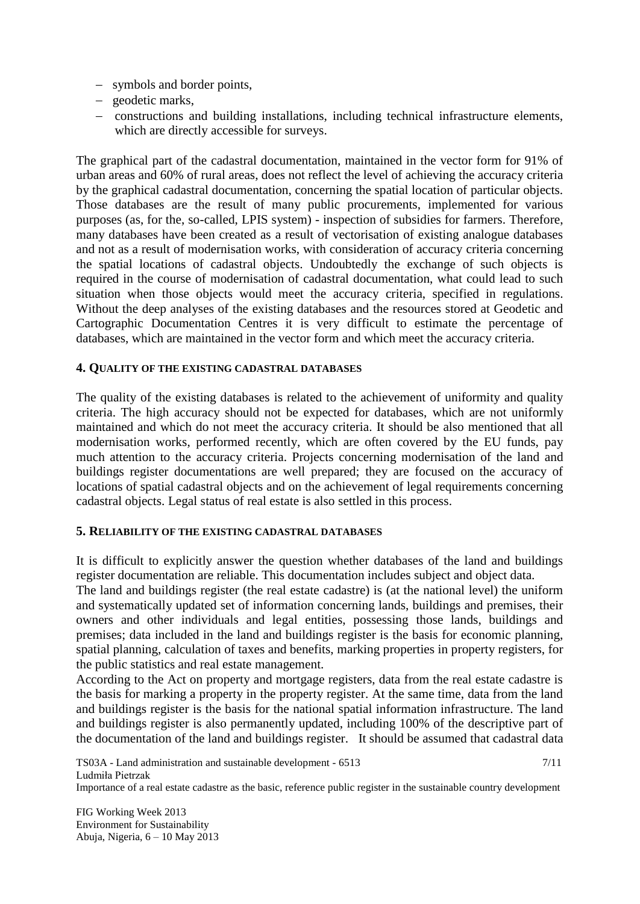- symbols and border points,
- geodetic marks,
- constructions and building installations, including technical infrastructure elements, which are directly accessible for surveys.

The graphical part of the cadastral documentation, maintained in the vector form for 91% of urban areas and 60% of rural areas, does not reflect the level of achieving the accuracy criteria by the graphical cadastral documentation, concerning the spatial location of particular objects. Those databases are the result of many public procurements, implemented for various purposes (as, for the, so-called, LPIS system) - inspection of subsidies for farmers. Therefore, many databases have been created as a result of vectorisation of existing analogue databases and not as a result of modernisation works, with consideration of accuracy criteria concerning the spatial locations of cadastral objects. Undoubtedly the exchange of such objects is required in the course of modernisation of cadastral documentation, what could lead to such situation when those objects would meet the accuracy criteria, specified in regulations. Without the deep analyses of the existing databases and the resources stored at Geodetic and Cartographic Documentation Centres it is very difficult to estimate the percentage of databases, which are maintained in the vector form and which meet the accuracy criteria.

## 4. QUALITY OF THE EXISTING CADASTRAL DATABASES

The quality of the existing databases is related to the achievement of uniformity and quality criteria. The high accuracy should not be expected for databases, which are not uniformly maintained and which do not meet the accuracy criteria. It should be also mentioned that all modernisation works, performed recently, which are often covered by the EU funds, pay much attention to the accuracy criteria. Projects concerning modernisation of the land and buildings register documentations are well prepared; they are focused on the accuracy of locations of spatial cadastral objects and on the achievement of legal requirements concerning cadastral objects. Legal status of real estate is also settled in this process.

## 5. RELIABILITY OF THE EXISTING CADASTRAL DATABASES

It is difficult to explicitly answer the question whether databases of the land and buildings register documentation are reliable. This documentation includes subject and object data.

The land and buildings register (the real estate cadastre) is (at the national level) the uniform and systematically updated set of information concerning lands, buildings and premises, their owners and other individuals and legal entities, possessing those lands, buildings and premises; data included in the land and buildings register is the basis for economic planning, spatial planning, calculation of taxes and benefits, marking properties in property registers, for the public statistics and real estate management.

According to the Act on property and mortgage registers, data from the real estate cadastre is the basis for marking a property in the property register. At the same time, data from the land and buildings register is the basis for the national spatial information infrastructure. The land and buildings register is also permanently updated, including 100% of the descriptive part of the documentation of the land and buildings register. It should be assumed that cadastral data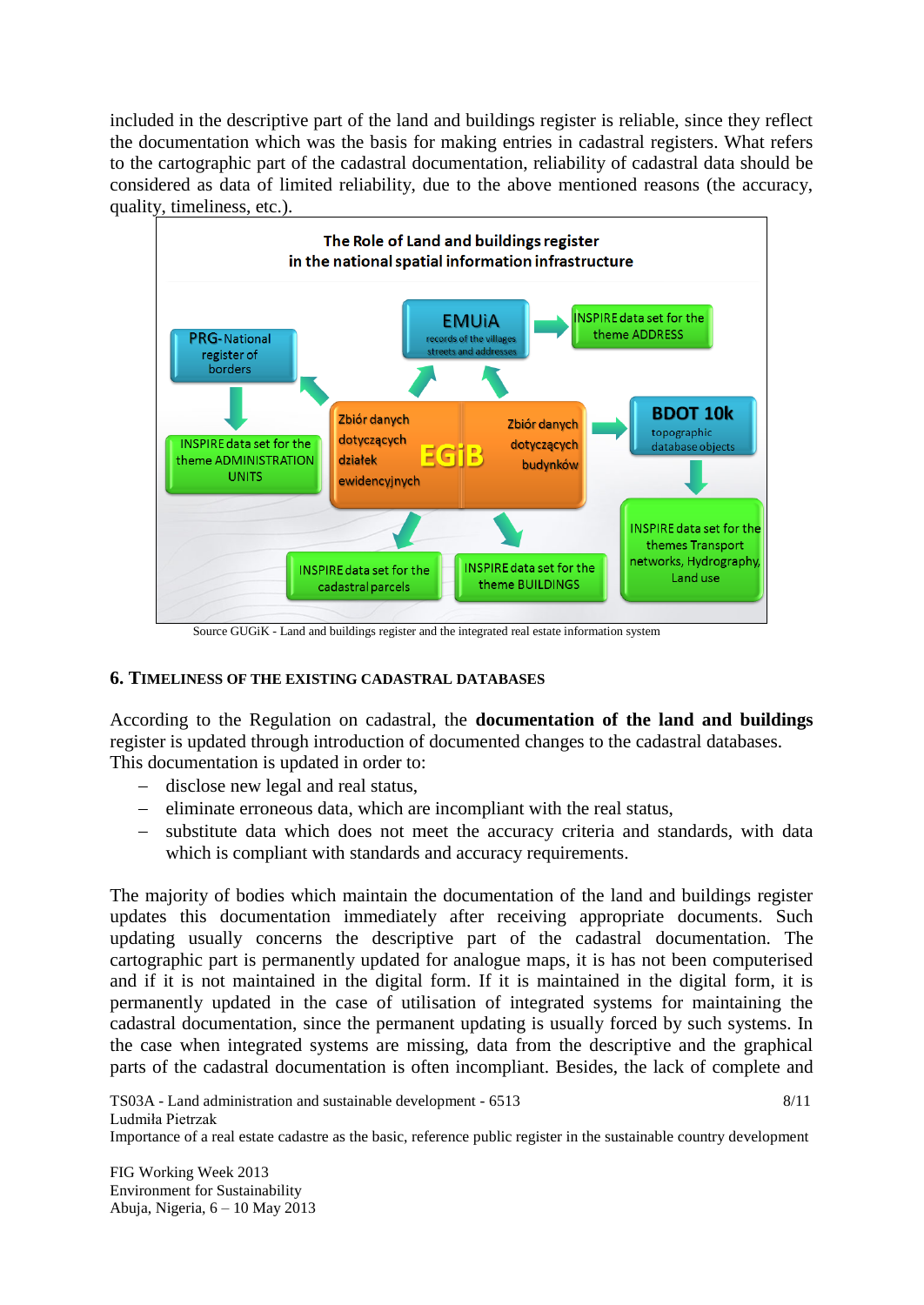included in the descriptive part of the land and buildings register is reliable, since they reflect the documentation which was the basis for making entries in cadastral registers. What refers to the cartographic part of the cadastral documentation, reliability of cadastral data should be considered as data of limited reliability, due to the above mentioned reasons (the accuracy, quality, timeliness, etc.).

**The Role of Land and buildings register in the national spatial information infrastructure**

- PRG- National register of borders
- INSPIRE data set for the theme ADMINISTRATION UNITS
- EMUiA records of the villages streets and addresses
- INSPIRE data set for the theme ADDRESS
- EGiB: Zbiór danych dotyczących działek ewidencyjnych; Zbiór danych dotyczących budynków
- BDOT 10k topographic database objects
- INSPIRE data set for the themes Transport networks, Hydrography, Land use
- INSPIRE data set for the cadastral parcels
- INSPIRE data set for the theme BUILDINGS

Source GUGiK - Land and buildings register and the integrated real estate information system

## 6. TIMELINESS OF THE EXISTING CADASTRAL DATABASES

According to the Regulation on cadastral, the **documentation of the land and buildings** register is updated through introduction of documented changes to the cadastral databases. This documentation is updated in order to:

- disclose new legal and real status,
- eliminate erroneous data, which are incompliant with the real status,
- substitute data which does not meet the accuracy criteria and standards, with data which is compliant with standards and accuracy requirements.

The majority of bodies which maintain the documentation of the land and buildings register updates this documentation immediately after receiving appropriate documents. Such updating usually concerns the descriptive part of the cadastral documentation. The cartographic part is permanently updated for analogue maps, it is has not been computerised and if it is not maintained in the digital form. If it is maintained in the digital form, it is permanently updated in the case of utilisation of integrated systems for maintaining the cadastral documentation, since the permanent updating is usually forced by such systems. In the case when integrated systems are missing, data from the descriptive and the graphical parts of the cadastral documentation is often incompliant. Besides, the lack of complete and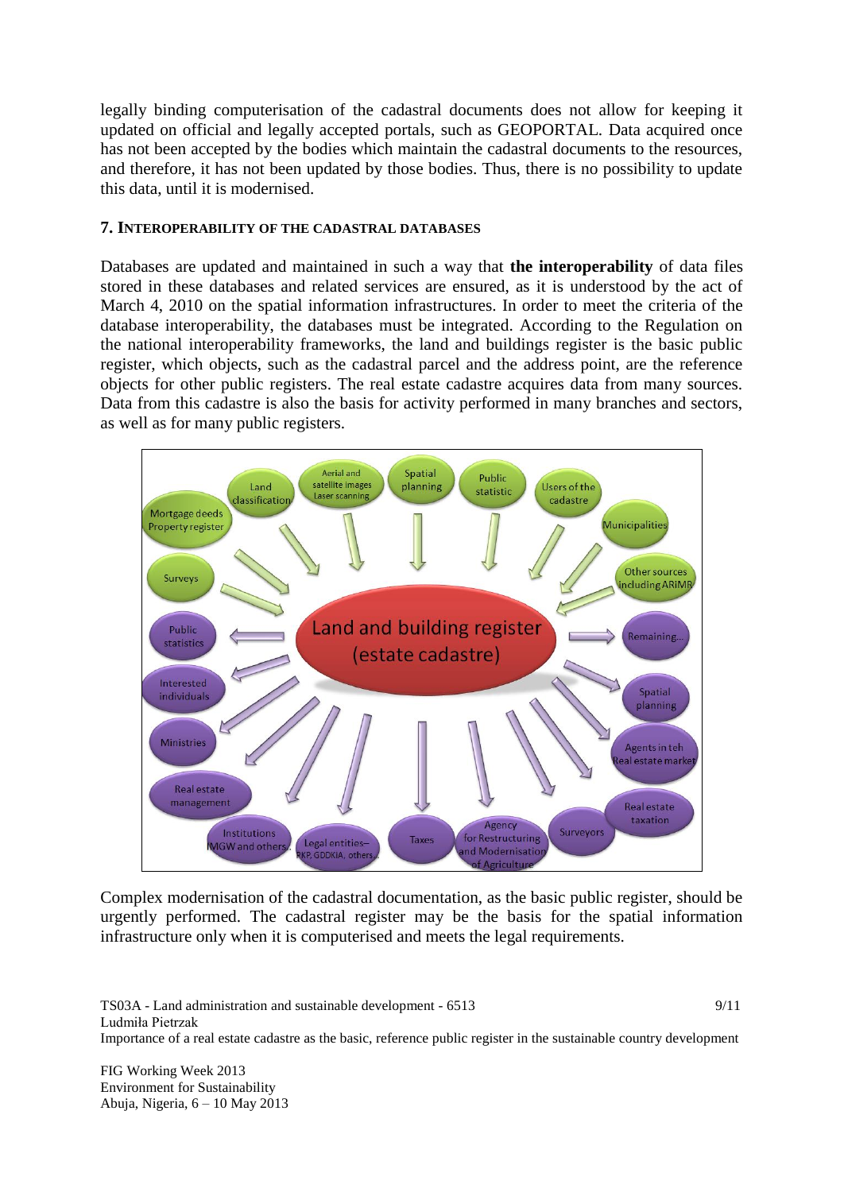legally binding computerisation of the cadastral documents does not allow for keeping it updated on official and legally accepted portals, such as GEOPORTAL. Data acquired once has not been accepted by the bodies which maintain the cadastral documents to the resources, and therefore, it has not been updated by those bodies. Thus, there is no possibility to update this data, until it is modernised.

### 7. INTEROPERABILITY OF THE CADASTRAL DATABASES

Databases are updated and maintained in such a way that **the interoperability** of data files stored in these databases and related services are ensured, as it is understood by the act of March 4, 2010 on the spatial information infrastructures. In order to meet the criteria of the database interoperability, the databases must be integrated. According to the Regulation on the national interoperability frameworks, the land and buildings register is the basic public register, which objects, such as the cadastral parcel and the address point, are the reference objects for other public registers. The real estate cadastre acquires data from many sources. Data from this cadastre is also the basis for activity performed in many branches and sectors, as well as for many public registers.

Complex modernisation of the cadastral documentation, as the basic public register, should be urgently performed. The cadastral register may be the basis for the spatial information infrastructure only when it is computerised and meets the legal requirements.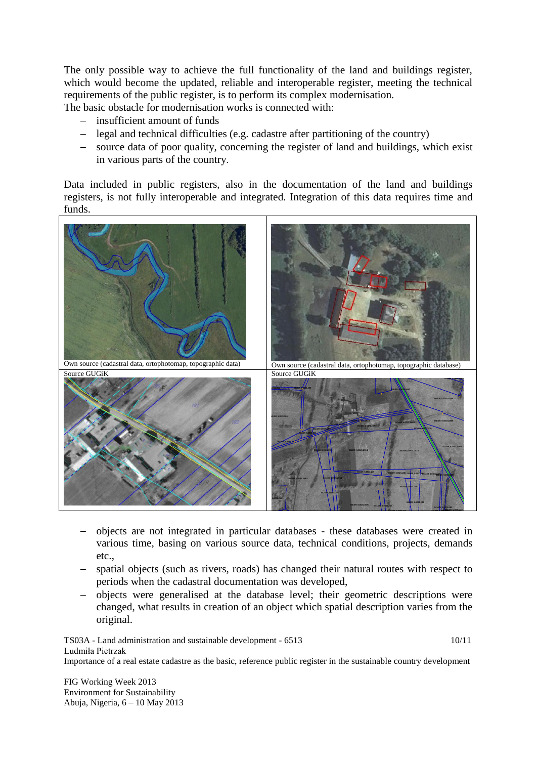The only possible way to achieve the full functionality of the land and buildings register, which would become the updated, reliable and interoperable register, meeting the technical requirements of the public register, is to perform its complex modernisation.
The basic obstacle for modernisation works is connected with:

- insufficient amount of funds
- legal and technical difficulties (e.g. cadastre after partitioning of the country)
- source data of poor quality, concerning the register of land and buildings, which exist in various parts of the country.

Data included in public registers, also in the documentation of the land and buildings registers, is not fully interoperable and integrated. Integration of this data requires time and funds.

Own source (cadastral data, ortophotomap, topographic data)

Own source (cadastral data, ortophotomap, topographic database)

Source GUGiK

Source GUGiK

- objects are not integrated in particular databases - these databases were created in various time, basing on various source data, technical conditions, projects, demands etc.,
- spatial objects (such as rivers, roads) has changed their natural routes with respect to periods when the cadastral documentation was developed,
- objects were generalised at the database level; their geometric descriptions were changed, what results in creation of an object which spatial description varies from the original.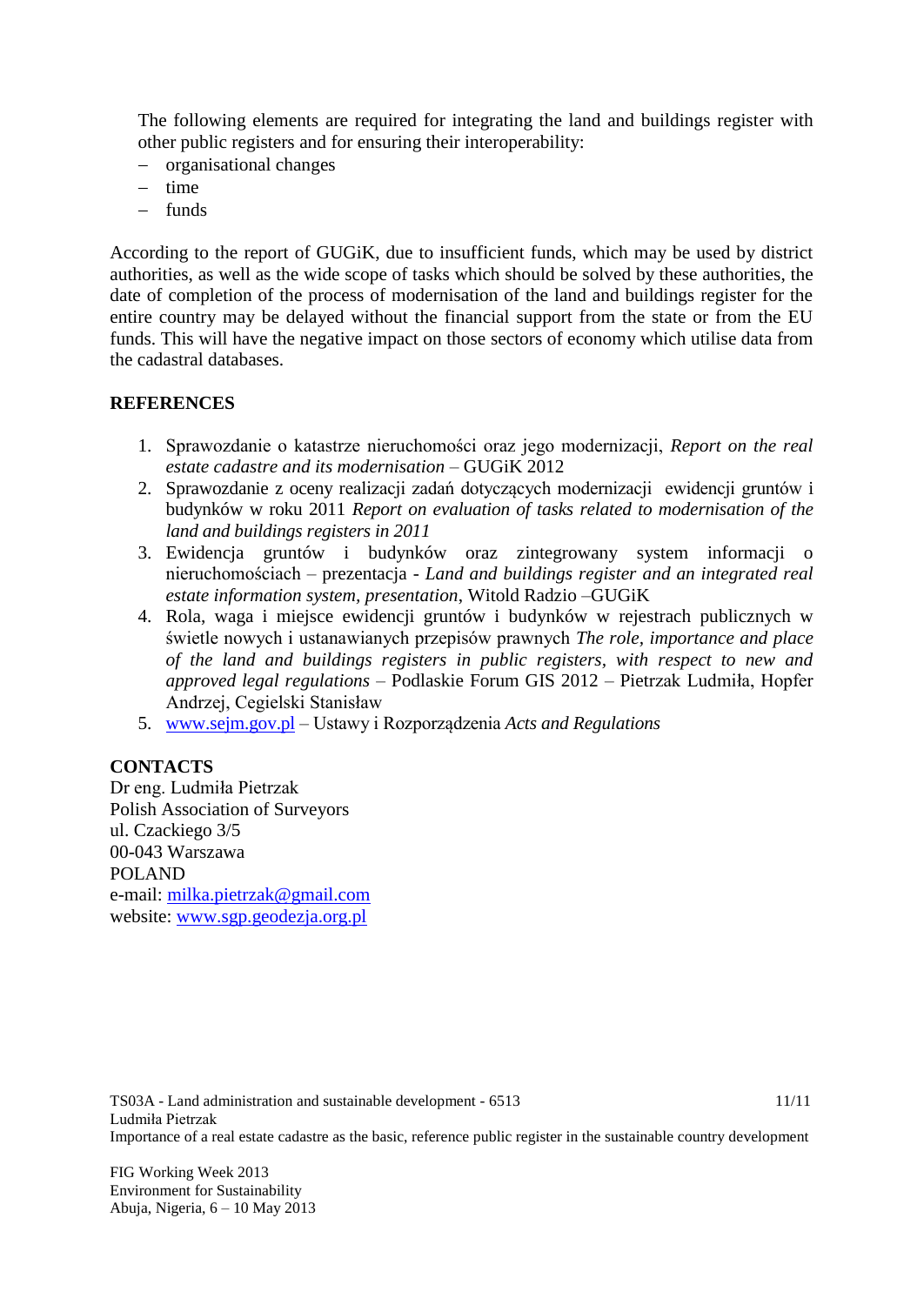The following elements are required for integrating the land and buildings register with other public registers and for ensuring their interoperability:

- organisational changes
- time
- funds

According to the report of GUGiK, due to insufficient funds, which may be used by district authorities, as well as the wide scope of tasks which should be solved by these authorities, the date of completion of the process of modernisation of the land and buildings register for the entire country may be delayed without the financial support from the state or from the EU funds. This will have the negative impact on those sectors of economy which utilise data from the cadastral databases.

## REFERENCES

1. Sprawozdanie o katastrze nieruchomości oraz jego modernizacji, *Report on the real estate cadastre and its modernisation* – GUGiK 2012
2. Sprawozdanie z oceny realizacji zadań dotyczących modernizacji ewidencji gruntów i budynków w roku 2011 *Report on evaluation of tasks related to modernisation of the land and buildings registers in 2011*
3. Ewidencja gruntów i budynków oraz zintegrowany system informacji o nieruchomościach – prezentacja - *Land and buildings register and an integrated real estate information system, presentation*, Witold Radzio –GUGiK
4. Rola, waga i miejsce ewidencji gruntów i budynków w rejestrach publicznych w świetle nowych i ustanawianych przepisów prawnych *The role, importance and place of the land and buildings registers in public registers, with respect to new and approved legal regulations* – Podlaskie Forum GIS 2012 – Pietrzak Ludmiła, Hopfer Andrzej, Cegielski Stanisław
5. www.sejm.gov.pl – Ustawy i Rozporządzenia *Acts and Regulations*

## CONTACTS

Dr eng. Ludmiła Pietrzak
Polish Association of Surveyors
ul. Czackiego 3/5
00-043 Warszawa
POLAND
e-mail: milka.pietrzak@gmail.com
website: www.sgp.geodezja.org.pl